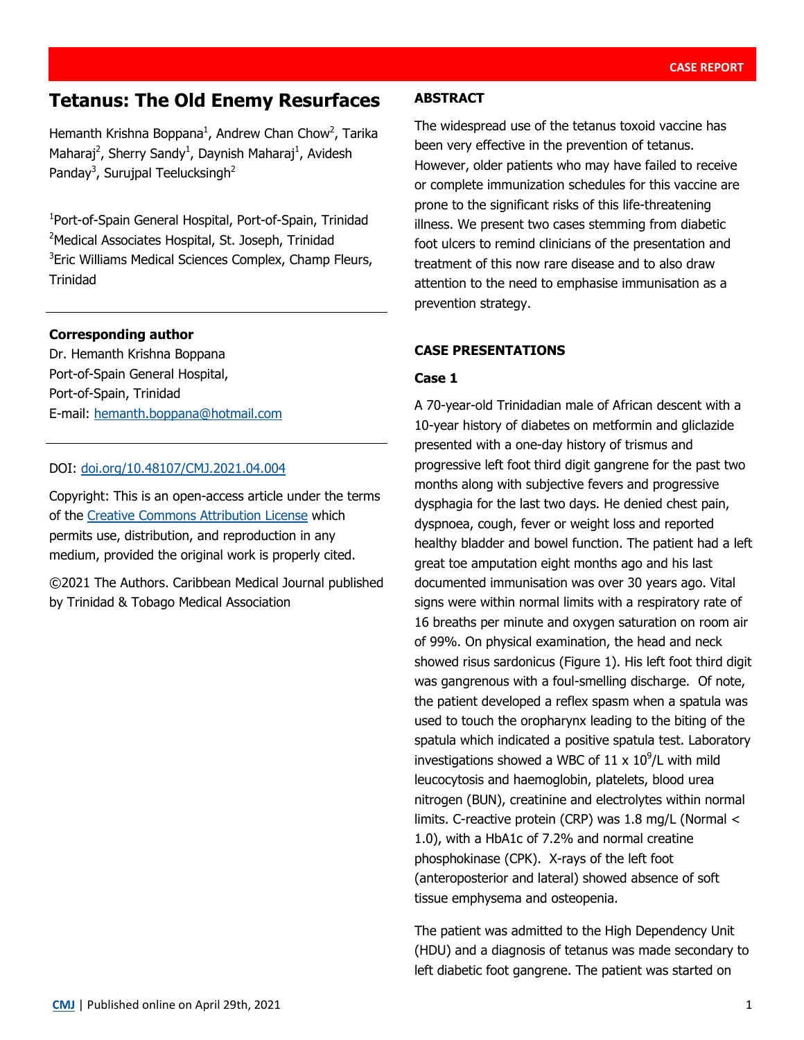CASE REPORT

# Tetanus: The Old Enemy Resurfaces

Hemanth Krishna Boppana[1], Andrew Chan Chow[2], Tarika Maharaj[2], Sherry Sandy[1], Daynish Maharaj[1], Avidesh Panday[3], Surujpal Teelucksingh[2]

[1]Port-of-Spain General Hospital, Port-of-Spain, Trinidad
[2]Medical Associates Hospital, St. Joseph, Trinidad
[3]Eric Williams Medical Sciences Complex, Champ Fleurs, Trinidad

**Corresponding author**
Dr. Hemanth Krishna Boppana
Port-of-Spain General Hospital,
Port-of-Spain, Trinidad
E-mail: hemanth.boppana@hotmail.com

DOI: doi.org/10.48107/CMJ.2021.04.004

Copyright: This is an open-access article under the terms of the Creative Commons Attribution License which permits use, distribution, and reproduction in any medium, provided the original work is properly cited.

©2021 The Authors. Caribbean Medical Journal published by Trinidad & Tobago Medical Association

## ABSTRACT

The widespread use of the tetanus toxoid vaccine has been very effective in the prevention of tetanus. However, older patients who may have failed to receive or complete immunization schedules for this vaccine are prone to the significant risks of this life-threatening illness. We present two cases stemming from diabetic foot ulcers to remind clinicians of the presentation and treatment of this now rare disease and to also draw attention to the need to emphasise immunisation as a prevention strategy.

## CASE PRESENTATIONS

### Case 1

A 70-year-old Trinidadian male of African descent with a 10-year history of diabetes on metformin and gliclazide presented with a one-day history of trismus and progressive left foot third digit gangrene for the past two months along with subjective fevers and progressive dysphagia for the last two days. He denied chest pain, dyspnoea, cough, fever or weight loss and reported healthy bladder and bowel function. The patient had a left great toe amputation eight months ago and his last documented immunisation was over 30 years ago. Vital signs were within normal limits with a respiratory rate of 16 breaths per minute and oxygen saturation on room air of 99%. On physical examination, the head and neck showed risus sardonicus (Figure 1). His left foot third digit was gangrenous with a foul-smelling discharge. Of note, the patient developed a reflex spasm when a spatula was used to touch the oropharynx leading to the biting of the spatula which indicated a positive spatula test. Laboratory investigations showed a WBC of 11 x $10^9$/L with mild leucocytosis and haemoglobin, platelets, blood urea nitrogen (BUN), creatinine and electrolytes within normal limits. C-reactive protein (CRP) was 1.8 mg/L (Normal < 1.0), with a HbA1c of 7.2% and normal creatine phosphokinase (CPK). X-rays of the left foot (anteroposterior and lateral) showed absence of soft tissue emphysema and osteopenia.

The patient was admitted to the High Dependency Unit (HDU) and a diagnosis of tetanus was made secondary to left diabetic foot gangrene. The patient was started on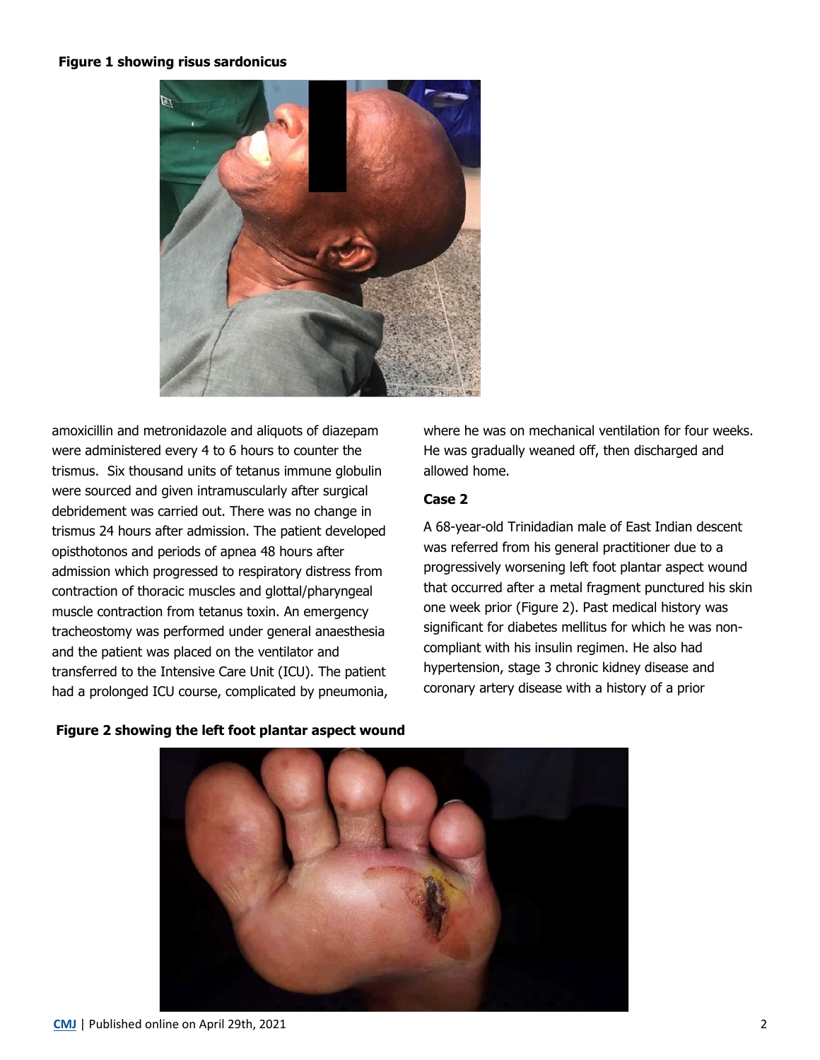**Figure 1 showing risus sardonicus**

amoxicillin and metronidazole and aliquots of diazepam were administered every 4 to 6 hours to counter the trismus. Six thousand units of tetanus immune globulin were sourced and given intramuscularly after surgical debridement was carried out. There was no change in trismus 24 hours after admission. The patient developed opisthotonos and periods of apnea 48 hours after admission which progressed to respiratory distress from contraction of thoracic muscles and glottal/pharyngeal muscle contraction from tetanus toxin. An emergency tracheostomy was performed under general anaesthesia and the patient was placed on the ventilator and transferred to the Intensive Care Unit (ICU). The patient had a prolonged ICU course, complicated by pneumonia, where he was on mechanical ventilation for four weeks. He was gradually weaned off, then discharged and allowed home.

## Case 2

A 68-year-old Trinidadian male of East Indian descent was referred from his general practitioner due to a progressively worsening left foot plantar aspect wound that occurred after a metal fragment punctured his skin one week prior (Figure 2). Past medical history was significant for diabetes mellitus for which he was non-compliant with his insulin regimen. He also had hypertension, stage 3 chronic kidney disease and coronary artery disease with a history of a prior

**Figure 2 showing the left foot plantar aspect wound**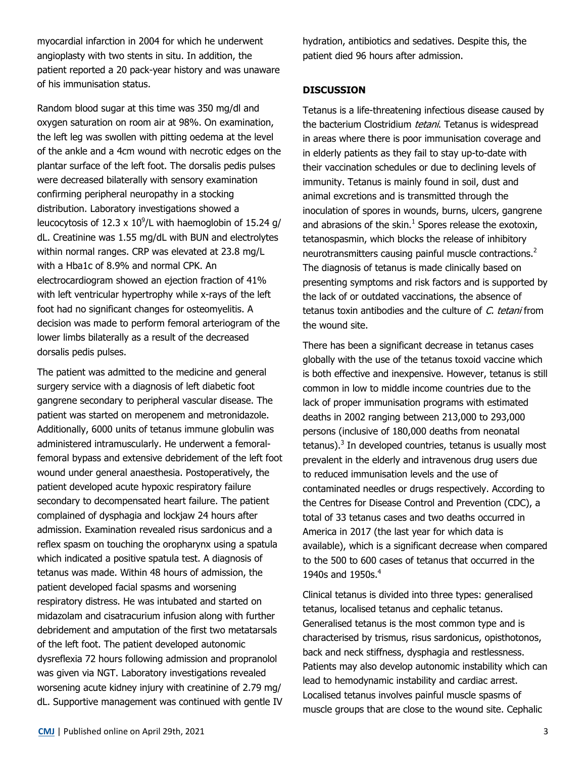myocardial infarction in 2004 for which he underwent angioplasty with two stents in situ. In addition, the patient reported a 20 pack-year history and was unaware of his immunisation status.

Random blood sugar at this time was 350 mg/dl and oxygen saturation on room air at 98%. On examination, the left leg was swollen with pitting oedema at the level of the ankle and a 4cm wound with necrotic edges on the plantar surface of the left foot. The dorsalis pedis pulses were decreased bilaterally with sensory examination confirming peripheral neuropathy in a stocking distribution. Laboratory investigations showed a leucocytosis of 12.3 x $10^9$/L with haemoglobin of 15.24 g/dL. Creatinine was 1.55 mg/dL with BUN and electrolytes within normal ranges. CRP was elevated at 23.8 mg/L with a Hba1c of 8.9% and normal CPK. An electrocardiogram showed an ejection fraction of 41% with left ventricular hypertrophy while x-rays of the left foot had no significant changes for osteomyelitis. A decision was made to perform femoral arteriogram of the lower limbs bilaterally as a result of the decreased dorsalis pedis pulses.

The patient was admitted to the medicine and general surgery service with a diagnosis of left diabetic foot gangrene secondary to peripheral vascular disease. The patient was started on meropenem and metronidazole. Additionally, 6000 units of tetanus immune globulin was administered intramuscularly. He underwent a femoral-femoral bypass and extensive debridement of the left foot wound under general anaesthesia. Postoperatively, the patient developed acute hypoxic respiratory failure secondary to decompensated heart failure. The patient complained of dysphagia and lockjaw 24 hours after admission. Examination revealed risus sardonicus and a reflex spasm on touching the oropharynx using a spatula which indicated a positive spatula test. A diagnosis of tetanus was made. Within 48 hours of admission, the patient developed facial spasms and worsening respiratory distress. He was intubated and started on midazolam and cisatracurium infusion along with further debridement and amputation of the first two metatarsals of the left foot. The patient developed autonomic dysreflexia 72 hours following admission and propranolol was given via NGT. Laboratory investigations revealed worsening acute kidney injury with creatinine of 2.79 mg/dL. Supportive management was continued with gentle IV hydration, antibiotics and sedatives. Despite this, the patient died 96 hours after admission.

## DISCUSSION

Tetanus is a life-threatening infectious disease caused by the bacterium Clostridium *tetani*. Tetanus is widespread in areas where there is poor immunisation coverage and in elderly patients as they fail to stay up-to-date with their vaccination schedules or due to declining levels of immunity. Tetanus is mainly found in soil, dust and animal excretions and is transmitted through the inoculation of spores in wounds, burns, ulcers, gangrene and abrasions of the skin.[1] Spores release the exotoxin, tetanospasmin, which blocks the release of inhibitory neurotransmitters causing painful muscle contractions.[2] The diagnosis of tetanus is made clinically based on presenting symptoms and risk factors and is supported by the lack of or outdated vaccinations, the absence of tetanus toxin antibodies and the culture of *C. tetani* from the wound site.

There has been a significant decrease in tetanus cases globally with the use of the tetanus toxoid vaccine which is both effective and inexpensive. However, tetanus is still common in low to middle income countries due to the lack of proper immunisation programs with estimated deaths in 2002 ranging between 213,000 to 293,000 persons (inclusive of 180,000 deaths from neonatal tetanus).[3] In developed countries, tetanus is usually most prevalent in the elderly and intravenous drug users due to reduced immunisation levels and the use of contaminated needles or drugs respectively. According to the Centres for Disease Control and Prevention (CDC), a total of 33 tetanus cases and two deaths occurred in America in 2017 (the last year for which data is available), which is a significant decrease when compared to the 500 to 600 cases of tetanus that occurred in the 1940s and 1950s.[4]

Clinical tetanus is divided into three types: generalised tetanus, localised tetanus and cephalic tetanus. Generalised tetanus is the most common type and is characterised by trismus, risus sardonicus, opisthotonos, back and neck stiffness, dysphagia and restlessness. Patients may also develop autonomic instability which can lead to hemodynamic instability and cardiac arrest. Localised tetanus involves painful muscle spasms of muscle groups that are close to the wound site. Cephalic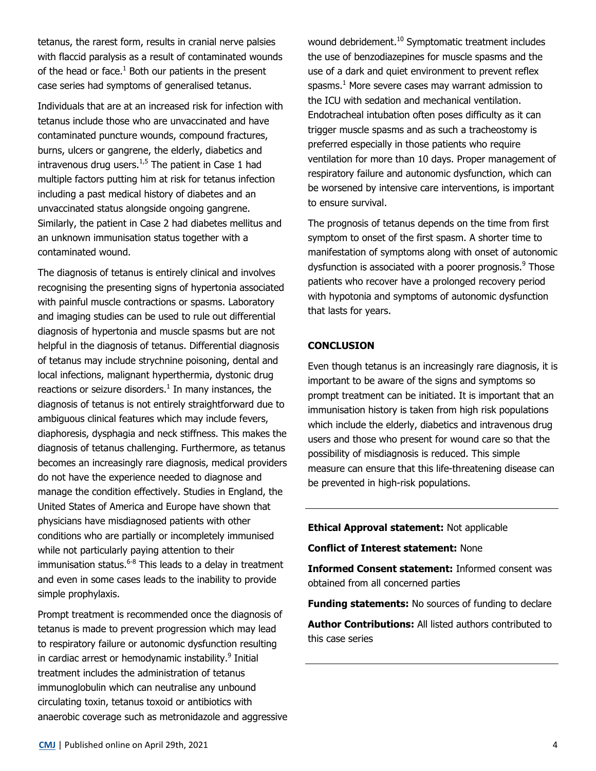tetanus, the rarest form, results in cranial nerve palsies with flaccid paralysis as a result of contaminated wounds of the head or face.[1] Both our patients in the present case series had symptoms of generalised tetanus.

Individuals that are at an increased risk for infection with tetanus include those who are unvaccinated and have contaminated puncture wounds, compound fractures, burns, ulcers or gangrene, the elderly, diabetics and intravenous drug users.[1,5] The patient in Case 1 had multiple factors putting him at risk for tetanus infection including a past medical history of diabetes and an unvaccinated status alongside ongoing gangrene. Similarly, the patient in Case 2 had diabetes mellitus and an unknown immunisation status together with a contaminated wound.

The diagnosis of tetanus is entirely clinical and involves recognising the presenting signs of hypertonia associated with painful muscle contractions or spasms. Laboratory and imaging studies can be used to rule out differential diagnosis of hypertonia and muscle spasms but are not helpful in the diagnosis of tetanus. Differential diagnosis of tetanus may include strychnine poisoning, dental and local infections, malignant hyperthermia, dystonic drug reactions or seizure disorders.[1] In many instances, the diagnosis of tetanus is not entirely straightforward due to ambiguous clinical features which may include fevers, diaphoresis, dysphagia and neck stiffness. This makes the diagnosis of tetanus challenging. Furthermore, as tetanus becomes an increasingly rare diagnosis, medical providers do not have the experience needed to diagnose and manage the condition effectively. Studies in England, the United States of America and Europe have shown that physicians have misdiagnosed patients with other conditions who are partially or incompletely immunised while not particularly paying attention to their immunisation status.[6-8] This leads to a delay in treatment and even in some cases leads to the inability to provide simple prophylaxis.

Prompt treatment is recommended once the diagnosis of tetanus is made to prevent progression which may lead to respiratory failure or autonomic dysfunction resulting in cardiac arrest or hemodynamic instability.[9] Initial treatment includes the administration of tetanus immunoglobulin which can neutralise any unbound circulating toxin, tetanus toxoid or antibiotics with anaerobic coverage such as metronidazole and aggressive wound debridement.[10] Symptomatic treatment includes the use of benzodiazepines for muscle spasms and the use of a dark and quiet environment to prevent reflex spasms.[1] More severe cases may warrant admission to the ICU with sedation and mechanical ventilation. Endotracheal intubation often poses difficulty as it can trigger muscle spasms and as such a tracheostomy is preferred especially in those patients who require ventilation for more than 10 days. Proper management of respiratory failure and autonomic dysfunction, which can be worsened by intensive care interventions, is important to ensure survival.

The prognosis of tetanus depends on the time from first symptom to onset of the first spasm. A shorter time to manifestation of symptoms along with onset of autonomic dysfunction is associated with a poorer prognosis.[9] Those patients who recover have a prolonged recovery period with hypotonia and symptoms of autonomic dysfunction that lasts for years.

## CONCLUSION

Even though tetanus is an increasingly rare diagnosis, it is important to be aware of the signs and symptoms so prompt treatment can be initiated. It is important that an immunisation history is taken from high risk populations which include the elderly, diabetics and intravenous drug users and those who present for wound care so that the possibility of misdiagnosis is reduced. This simple measure can ensure that this life-threatening disease can be prevented in high-risk populations.

---

**Ethical Approval statement:** Not applicable

**Conflict of Interest statement:** None

**Informed Consent statement:** Informed consent was obtained from all concerned parties

**Funding statements:** No sources of funding to declare

**Author Contributions:** All listed authors contributed to this case series

---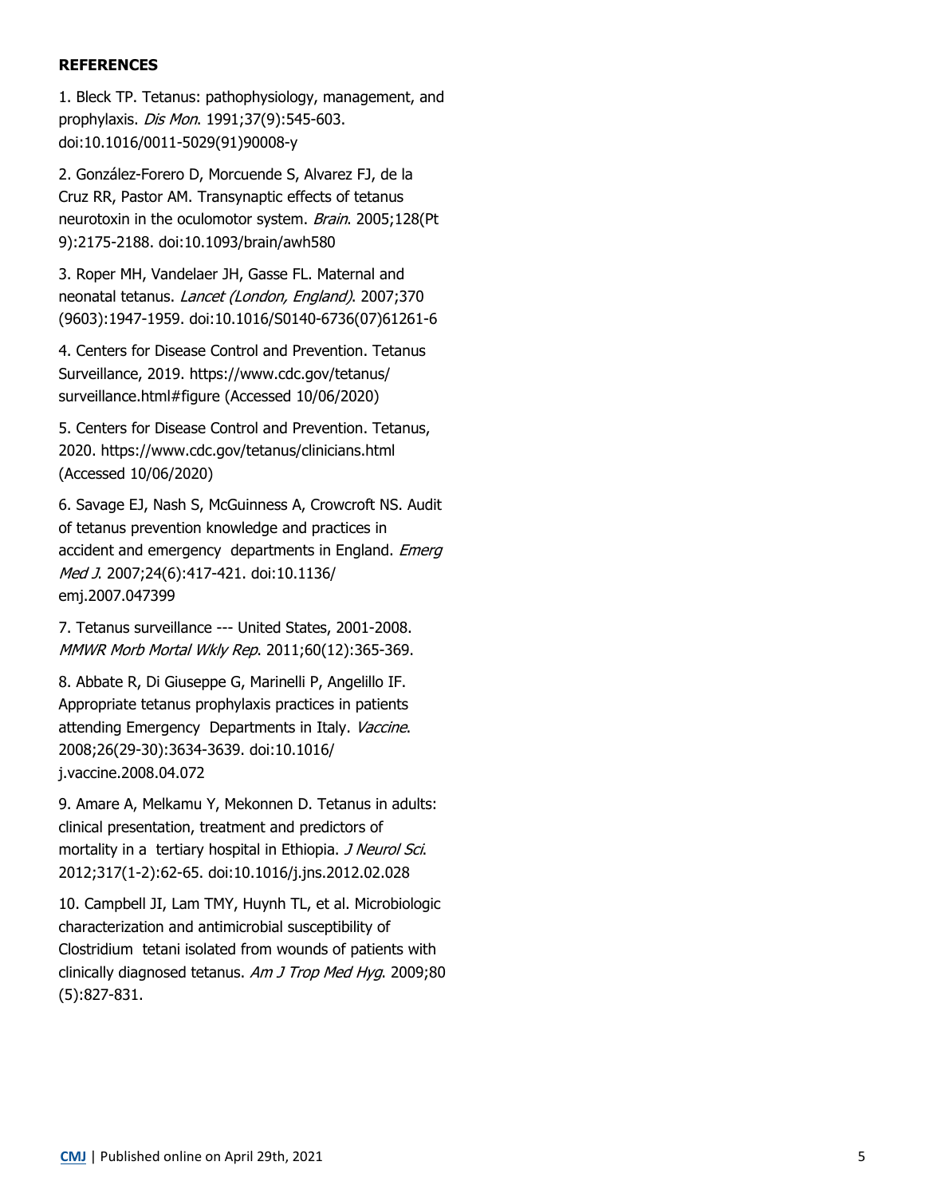**REFERENCES**

1. Bleck TP. Tetanus: pathophysiology, management, and prophylaxis. *Dis Mon*. 1991;37(9):545-603. doi:10.1016/0011-5029(91)90008-y

2. González-Forero D, Morcuende S, Alvarez FJ, de la Cruz RR, Pastor AM. Transynaptic effects of tetanus neurotoxin in the oculomotor system. *Brain*. 2005;128(Pt 9):2175-2188. doi:10.1093/brain/awh580

3. Roper MH, Vandelaer JH, Gasse FL. Maternal and neonatal tetanus. *Lancet (London, England)*. 2007;370 (9603):1947-1959. doi:10.1016/S0140-6736(07)61261-6

4. Centers for Disease Control and Prevention. Tetanus Surveillance, 2019. https://www.cdc.gov/tetanus/surveillance.html#figure (Accessed 10/06/2020)

5. Centers for Disease Control and Prevention. Tetanus, 2020. https://www.cdc.gov/tetanus/clinicians.html (Accessed 10/06/2020)

6. Savage EJ, Nash S, McGuinness A, Crowcroft NS. Audit of tetanus prevention knowledge and practices in accident and emergency departments in England. *Emerg Med J*. 2007;24(6):417-421. doi:10.1136/emj.2007.047399

7. Tetanus surveillance --- United States, 2001-2008. *MMWR Morb Mortal Wkly Rep*. 2011;60(12):365-369.

8. Abbate R, Di Giuseppe G, Marinelli P, Angelillo IF. Appropriate tetanus prophylaxis practices in patients attending Emergency Departments in Italy. *Vaccine*. 2008;26(29-30):3634-3639. doi:10.1016/j.vaccine.2008.04.072

9. Amare A, Melkamu Y, Mekonnen D. Tetanus in adults: clinical presentation, treatment and predictors of mortality in a tertiary hospital in Ethiopia. *J Neurol Sci*. 2012;317(1-2):62-65. doi:10.1016/j.jns.2012.02.028

10. Campbell JI, Lam TMY, Huynh TL, et al. Microbiologic characterization and antimicrobial susceptibility of Clostridium tetani isolated from wounds of patients with clinically diagnosed tetanus. *Am J Trop Med Hyg*. 2009;80 (5):827-831.